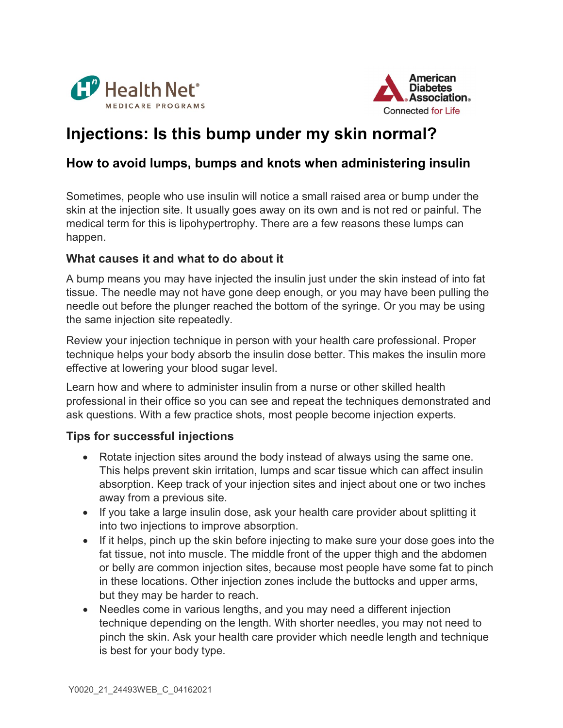Health Net® MEDICARE PROGRAMS

American Diabetes Association® Connected for Life

# Injections: Is this bump under my skin normal?

## How to avoid lumps, bumps and knots when administering insulin

Sometimes, people who use insulin will notice a small raised area or bump under the skin at the injection site. It usually goes away on its own and is not red or painful. The medical term for this is lipohypertrophy. There are a few reasons these lumps can happen.

### What causes it and what to do about it

A bump means you may have injected the insulin just under the skin instead of into fat tissue. The needle may not have gone deep enough, or you may have been pulling the needle out before the plunger reached the bottom of the syringe. Or you may be using the same injection site repeatedly.

Review your injection technique in person with your health care professional. Proper technique helps your body absorb the insulin dose better. This makes the insulin more effective at lowering your blood sugar level.

Learn how and where to administer insulin from a nurse or other skilled health professional in their office so you can see and repeat the techniques demonstrated and ask questions. With a few practice shots, most people become injection experts.

### Tips for successful injections

- Rotate injection sites around the body instead of always using the same one. This helps prevent skin irritation, lumps and scar tissue which can affect insulin absorption. Keep track of your injection sites and inject about one or two inches away from a previous site.
- If you take a large insulin dose, ask your health care provider about splitting it into two injections to improve absorption.
- If it helps, pinch up the skin before injecting to make sure your dose goes into the fat tissue, not into muscle. The middle front of the upper thigh and the abdomen or belly are common injection sites, because most people have some fat to pinch in these locations. Other injection zones include the buttocks and upper arms, but they may be harder to reach.
- Needles come in various lengths, and you may need a different injection technique depending on the length. With shorter needles, you may not need to pinch the skin. Ask your health care provider which needle length and technique is best for your body type.

Y0020_21_24493WEB_C_04162021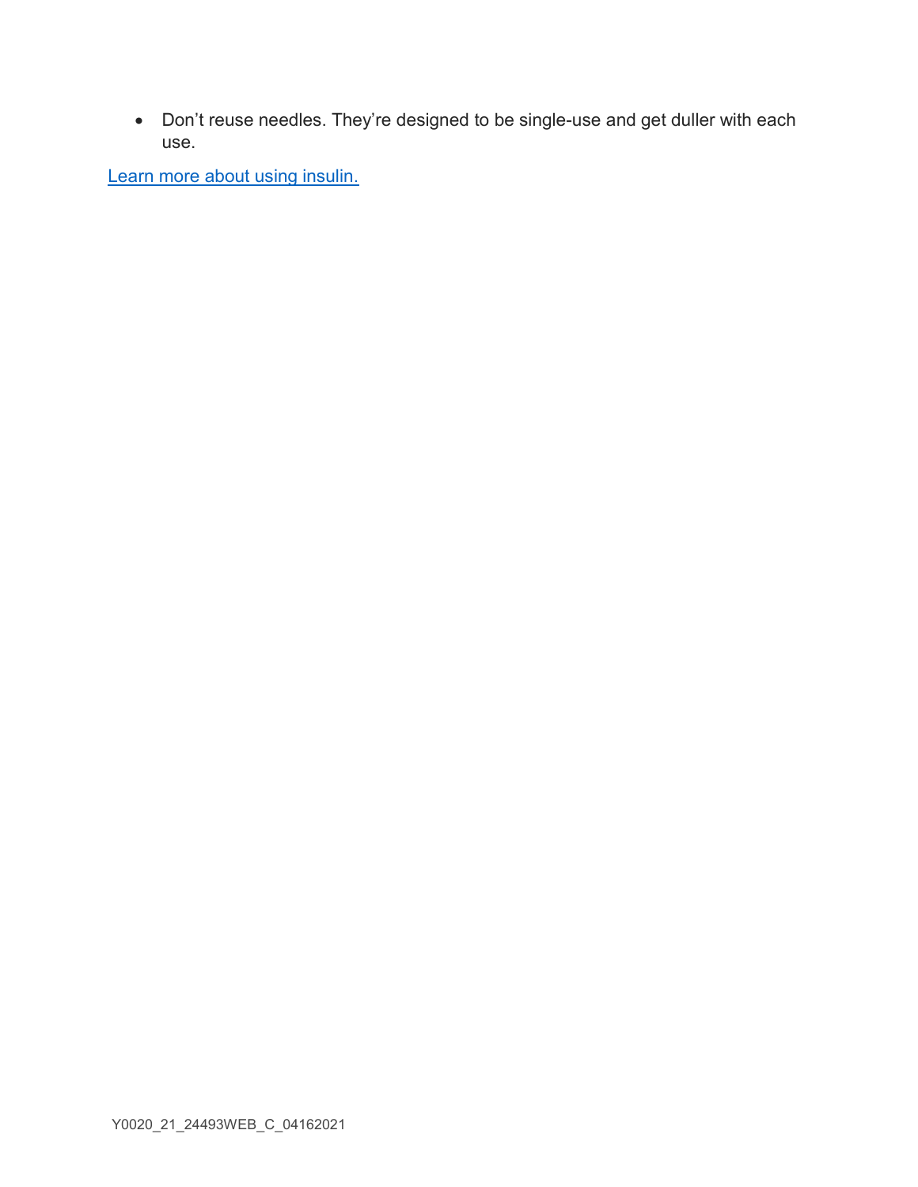- Don’t reuse needles. They’re designed to be single-use and get duller with each use.

Learn more about using insulin.

Y0020_21_24493WEB_C_04162021